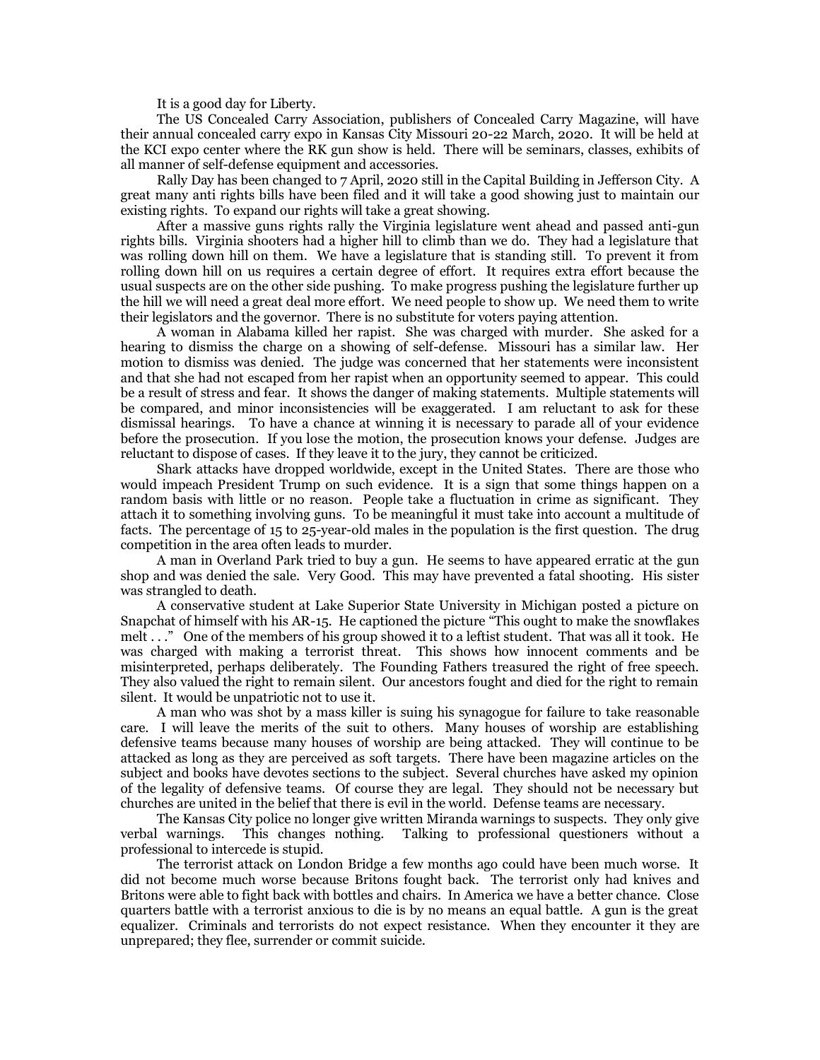It is a good day for Liberty.

The US Concealed Carry Association, publishers of Concealed Carry Magazine, will have their annual concealed carry expo in Kansas City Missouri 20-22 March, 2020. It will be held at the KCI expo center where the RK gun show is held. There will be seminars, classes, exhibits of all manner of self-defense equipment and accessories.

Rally Day has been changed to 7 April, 2020 still in the Capital Building in Jefferson City. A great many anti rights bills have been filed and it will take a good showing just to maintain our existing rights. To expand our rights will take a great showing.

After a massive guns rights rally the Virginia legislature went ahead and passed anti-gun rights bills. Virginia shooters had a higher hill to climb than we do. They had a legislature that was rolling down hill on them. We have a legislature that is standing still. To prevent it from rolling down hill on us requires a certain degree of effort. It requires extra effort because the usual suspects are on the other side pushing. To make progress pushing the legislature further up the hill we will need a great deal more effort. We need people to show up. We need them to write their legislators and the governor. There is no substitute for voters paying attention.

A woman in Alabama killed her rapist. She was charged with murder. She asked for a hearing to dismiss the charge on a showing of self-defense. Missouri has a similar law. Her motion to dismiss was denied. The judge was concerned that her statements were inconsistent and that she had not escaped from her rapist when an opportunity seemed to appear. This could be a result of stress and fear. It shows the danger of making statements. Multiple statements will be compared, and minor inconsistencies will be exaggerated. I am reluctant to ask for these dismissal hearings. To have a chance at winning it is necessary to parade all of your evidence before the prosecution. If you lose the motion, the prosecution knows your defense. Judges are reluctant to dispose of cases. If they leave it to the jury, they cannot be criticized.

Shark attacks have dropped worldwide, except in the United States. There are those who would impeach President Trump on such evidence. It is a sign that some things happen on a random basis with little or no reason. People take a fluctuation in crime as significant. They attach it to something involving guns. To be meaningful it must take into account a multitude of facts. The percentage of 15 to 25-year-old males in the population is the first question. The drug competition in the area often leads to murder.

A man in Overland Park tried to buy a gun. He seems to have appeared erratic at the gun shop and was denied the sale. Very Good. This may have prevented a fatal shooting. His sister was strangled to death.

A conservative student at Lake Superior State University in Michigan posted a picture on Snapchat of himself with his AR-15. He captioned the picture "This ought to make the snowflakes melt . . ." One of the members of his group showed it to a leftist student. That was all it took. He was charged with making a terrorist threat. This shows how innocent comments and be misinterpreted, perhaps deliberately. The Founding Fathers treasured the right of free speech. They also valued the right to remain silent. Our ancestors fought and died for the right to remain silent. It would be unpatriotic not to use it.

A man who was shot by a mass killer is suing his synagogue for failure to take reasonable care. I will leave the merits of the suit to others. Many houses of worship are establishing defensive teams because many houses of worship are being attacked. They will continue to be attacked as long as they are perceived as soft targets. There have been magazine articles on the subject and books have devotes sections to the subject. Several churches have asked my opinion of the legality of defensive teams. Of course they are legal. They should not be necessary but churches are united in the belief that there is evil in the world. Defense teams are necessary.

The Kansas City police no longer give written Miranda warnings to suspects. They only give verbal warnings. This changes nothing. Talking to professional questioners without a professional to intercede is stupid.

The terrorist attack on London Bridge a few months ago could have been much worse. It did not become much worse because Britons fought back. The terrorist only had knives and Britons were able to fight back with bottles and chairs. In America we have a better chance. Close quarters battle with a terrorist anxious to die is by no means an equal battle. A gun is the great equalizer. Criminals and terrorists do not expect resistance. When they encounter it they are unprepared; they flee, surrender or commit suicide.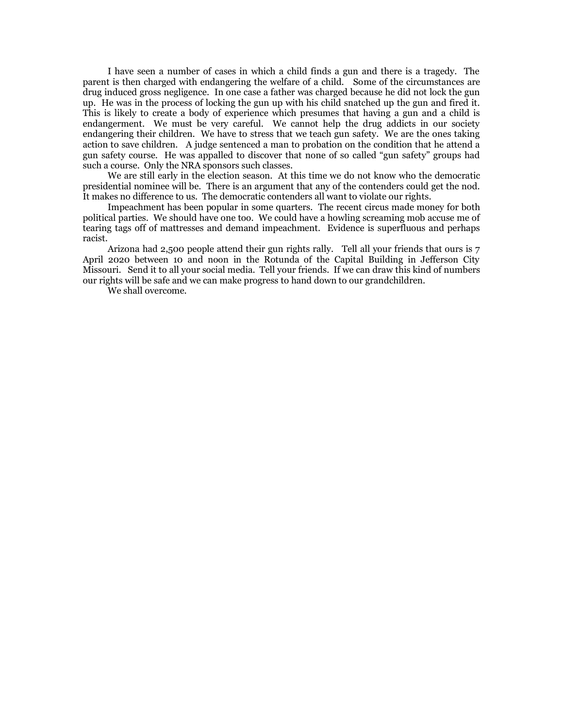I have seen a number of cases in which a child finds a gun and there is a tragedy. The parent is then charged with endangering the welfare of a child. Some of the circumstances are drug induced gross negligence. In one case a father was charged because he did not lock the gun up. He was in the process of locking the gun up with his child snatched up the gun and fired it. This is likely to create a body of experience which presumes that having a gun and a child is endangerment. We must be very careful. We cannot help the drug addicts in our society endangering their children. We have to stress that we teach gun safety. We are the ones taking action to save children. A judge sentenced a man to probation on the condition that he attend a gun safety course. He was appalled to discover that none of so called "gun safety" groups had such a course. Only the NRA sponsors such classes.

We are still early in the election season. At this time we do not know who the democratic presidential nominee will be. There is an argument that any of the contenders could get the nod. It makes no difference to us. The democratic contenders all want to violate our rights.

Impeachment has been popular in some quarters. The recent circus made money for both political parties. We should have one too. We could have a howling screaming mob accuse me of tearing tags off of mattresses and demand impeachment. Evidence is superfluous and perhaps racist.

Arizona had 2,500 people attend their gun rights rally. Tell all your friends that ours is 7 April 2020 between 10 and noon in the Rotunda of the Capital Building in Jefferson City Missouri. Send it to all your social media. Tell your friends. If we can draw this kind of numbers our rights will be safe and we can make progress to hand down to our grandchildren.

We shall overcome.